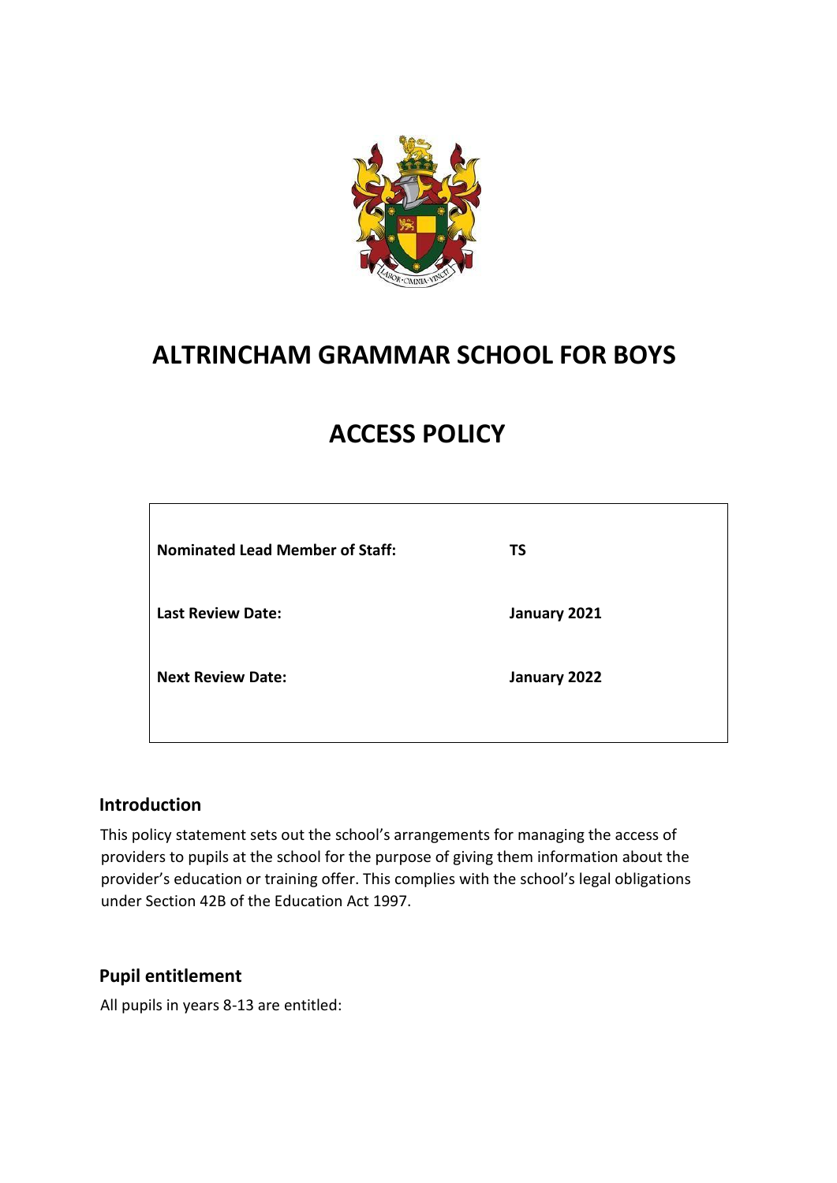# ALTRINCHAM GRAMMAR SCHOOL FOR BOYS

# ACCESS POLICY

| | |
|---|---|
| **Nominated Lead Member of Staff:** | **TS** |
| **Last Review Date:** | **January 2021** |
| **Next Review Date:** | **January 2022** |

## Introduction

This policy statement sets out the school's arrangements for managing the access of providers to pupils at the school for the purpose of giving them information about the provider's education or training offer. This complies with the school's legal obligations under Section 42B of the Education Act 1997.

## Pupil entitlement

All pupils in years 8-13 are entitled: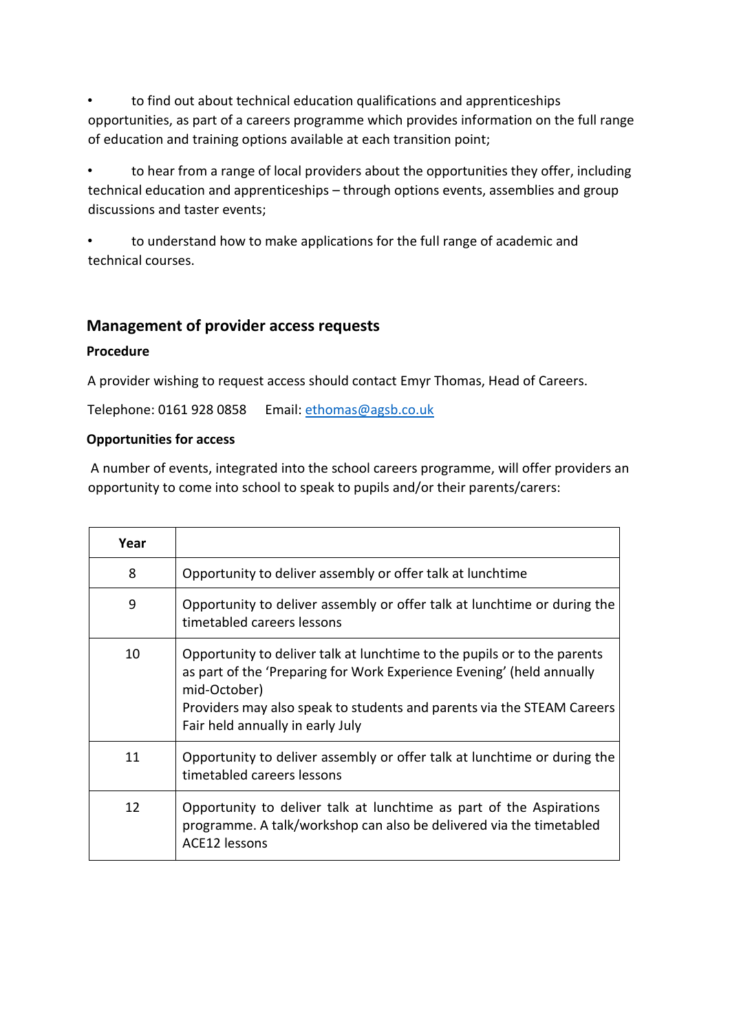- to find out about technical education qualifications and apprenticeships opportunities, as part of a careers programme which provides information on the full range of education and training options available at each transition point;
- to hear from a range of local providers about the opportunities they offer, including technical education and apprenticeships – through options events, assemblies and group discussions and taster events;
- to understand how to make applications for the full range of academic and technical courses.

## Management of provider access requests

**Procedure**

A provider wishing to request access should contact Emyr Thomas, Head of Careers.

Telephone: 0161 928 0858     Email: ethomas@agsb.co.uk

**Opportunities for access**

A number of events, integrated into the school careers programme, will offer providers an opportunity to come into school to speak to pupils and/or their parents/carers:

| Year | |
|---|---|
| 8 | Opportunity to deliver assembly or offer talk at lunchtime |
| 9 | Opportunity to deliver assembly or offer talk at lunchtime or during the timetabled careers lessons |
| 10 | Opportunity to deliver talk at lunchtime to the pupils or to the parents as part of the 'Preparing for Work Experience Evening' (held annually mid-October)<br>Providers may also speak to students and parents via the STEAM Careers Fair held annually in early July |
| 11 | Opportunity to deliver assembly or offer talk at lunchtime or during the timetabled careers lessons |
| 12 | Opportunity to deliver talk at lunchtime as part of the Aspirations programme. A talk/workshop can also be delivered via the timetabled ACE12 lessons |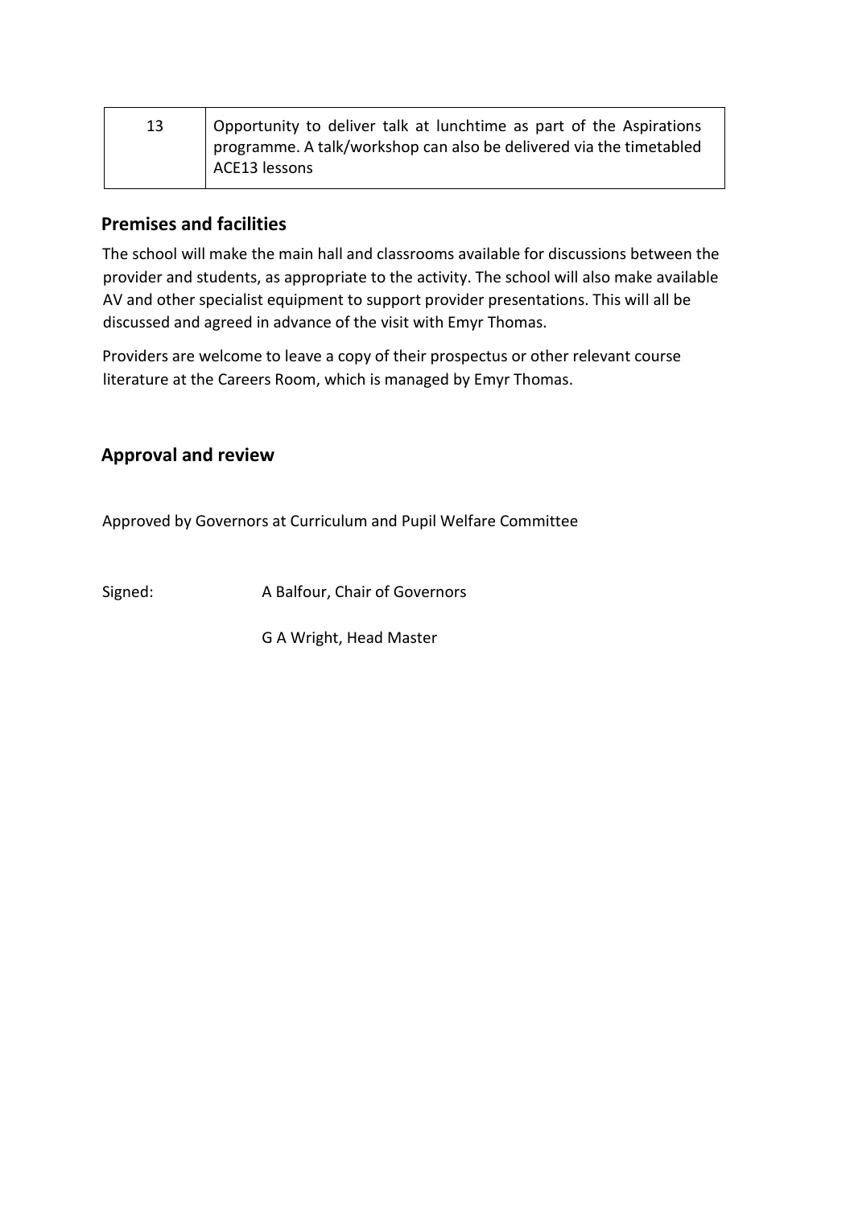| | |
|---|---|
| 13 | Opportunity to deliver talk at lunchtime as part of the Aspirations programme. A talk/workshop can also be delivered via the timetabled ACE13 lessons |

## Premises and facilities

The school will make the main hall and classrooms available for discussions between the provider and students, as appropriate to the activity. The school will also make available AV and other specialist equipment to support provider presentations. This will all be discussed and agreed in advance of the visit with Emyr Thomas.

Providers are welcome to leave a copy of their prospectus or other relevant course literature at the Careers Room, which is managed by Emyr Thomas.

## Approval and review

Approved by Governors at Curriculum and Pupil Welfare Committee

Signed: A Balfour, Chair of Governors

G A Wright, Head Master